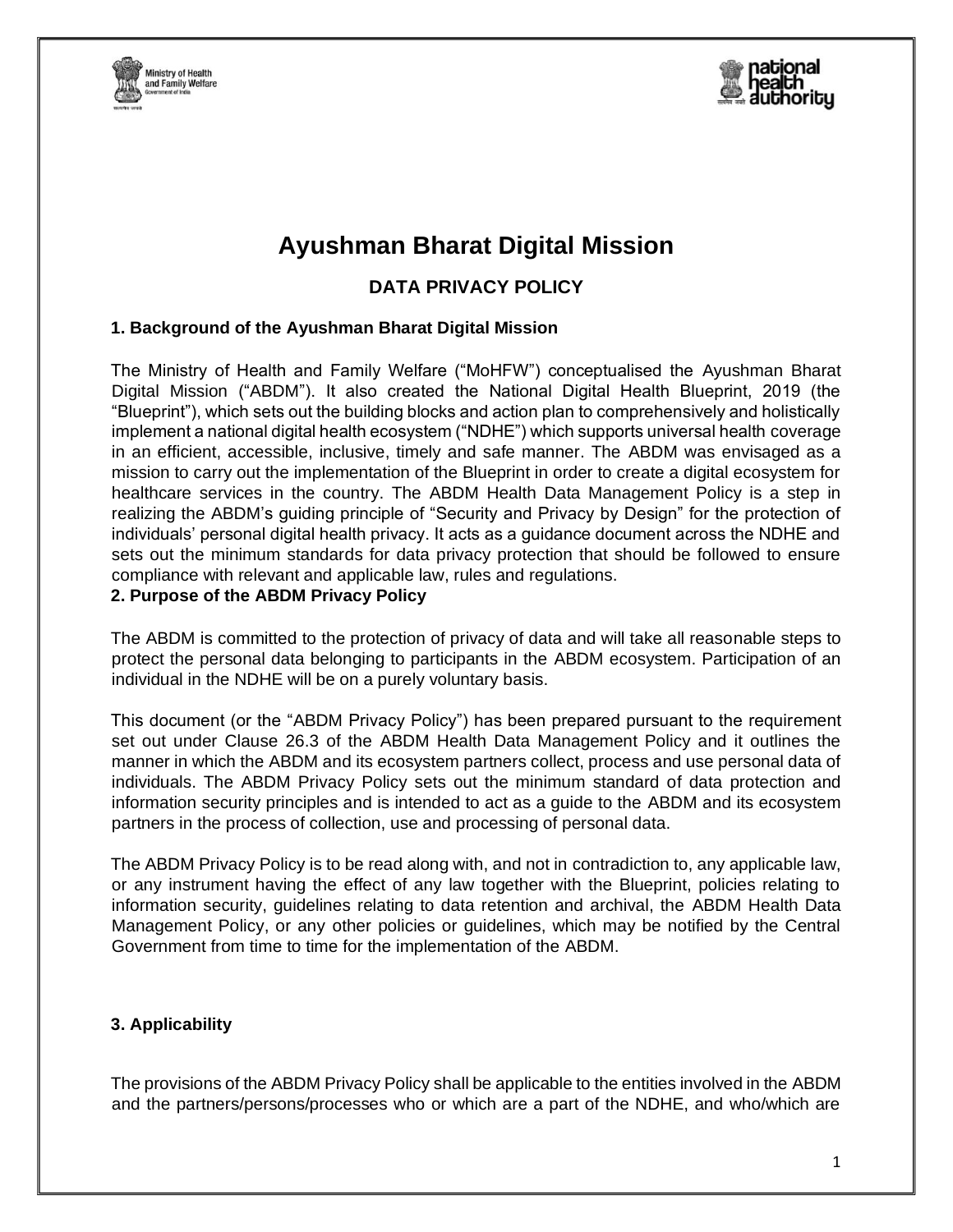# Ayushman Bharat Digital Mission

## DATA PRIVACY POLICY

### 1. Background of the Ayushman Bharat Digital Mission

The Ministry of Health and Family Welfare ("MoHFW") conceptualised the Ayushman Bharat Digital Mission ("ABDM"). It also created the National Digital Health Blueprint, 2019 (the "Blueprint"), which sets out the building blocks and action plan to comprehensively and holistically implement a national digital health ecosystem ("NDHE") which supports universal health coverage in an efficient, accessible, inclusive, timely and safe manner. The ABDM was envisaged as a mission to carry out the implementation of the Blueprint in order to create a digital ecosystem for healthcare services in the country. The ABDM Health Data Management Policy is a step in realizing the ABDM's guiding principle of "Security and Privacy by Design" for the protection of individuals' personal digital health privacy. It acts as a guidance document across the NDHE and sets out the minimum standards for data privacy protection that should be followed to ensure compliance with relevant and applicable law, rules and regulations.

### 2. Purpose of the ABDM Privacy Policy

The ABDM is committed to the protection of privacy of data and will take all reasonable steps to protect the personal data belonging to participants in the ABDM ecosystem. Participation of an individual in the NDHE will be on a purely voluntary basis.

This document (or the "ABDM Privacy Policy") has been prepared pursuant to the requirement set out under Clause 26.3 of the ABDM Health Data Management Policy and it outlines the manner in which the ABDM and its ecosystem partners collect, process and use personal data of individuals. The ABDM Privacy Policy sets out the minimum standard of data protection and information security principles and is intended to act as a guide to the ABDM and its ecosystem partners in the process of collection, use and processing of personal data.

The ABDM Privacy Policy is to be read along with, and not in contradiction to, any applicable law, or any instrument having the effect of any law together with the Blueprint, policies relating to information security, guidelines relating to data retention and archival, the ABDM Health Data Management Policy, or any other policies or guidelines, which may be notified by the Central Government from time to time for the implementation of the ABDM.

### 3. Applicability

The provisions of the ABDM Privacy Policy shall be applicable to the entities involved in the ABDM and the partners/persons/processes who or which are a part of the NDHE, and who/which are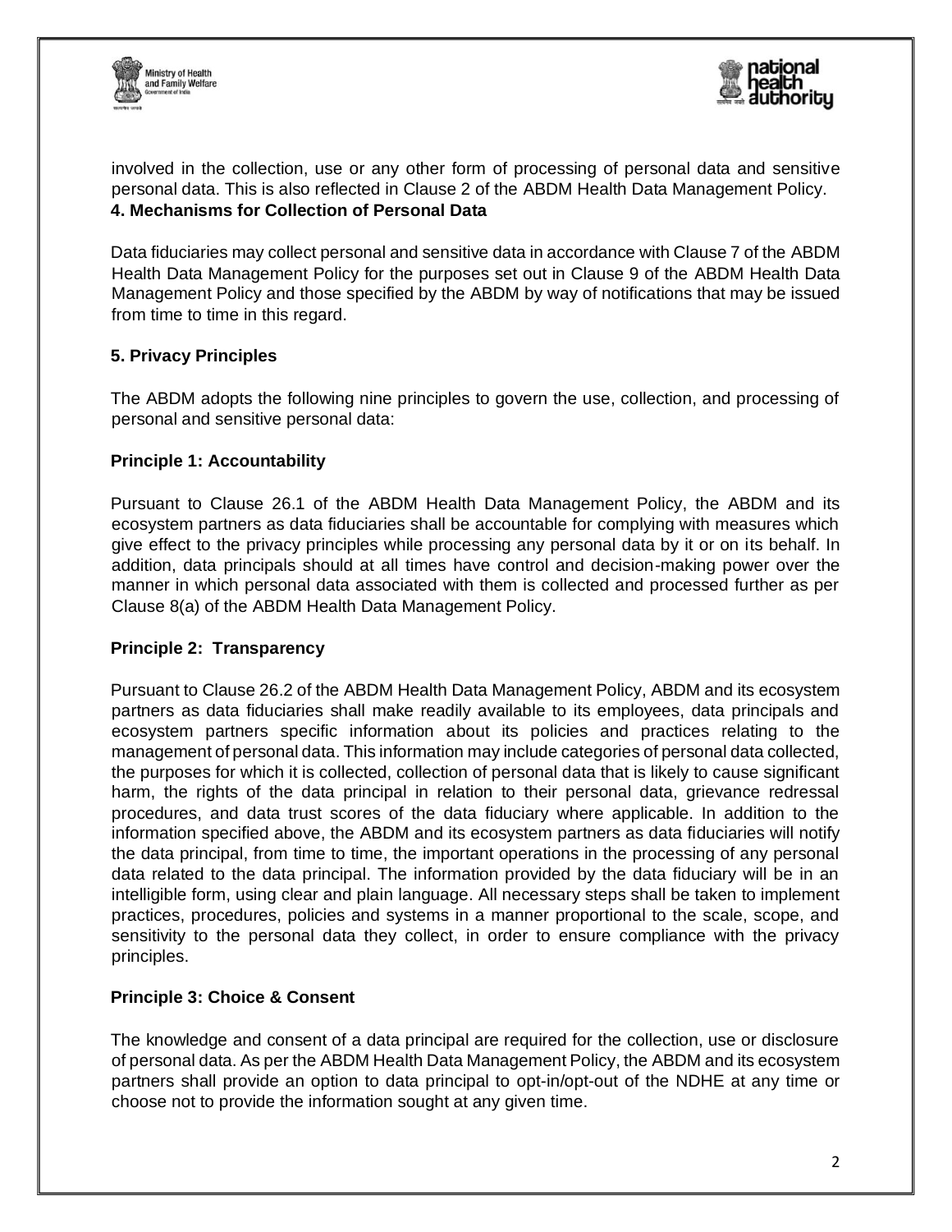involved in the collection, use or any other form of processing of personal data and sensitive personal data. This is also reflected in Clause 2 of the ABDM Health Data Management Policy.

## 4. Mechanisms for Collection of Personal Data

Data fiduciaries may collect personal and sensitive data in accordance with Clause 7 of the ABDM Health Data Management Policy for the purposes set out in Clause 9 of the ABDM Health Data Management Policy and those specified by the ABDM by way of notifications that may be issued from time to time in this regard.

## 5. Privacy Principles

The ABDM adopts the following nine principles to govern the use, collection, and processing of personal and sensitive personal data:

### Principle 1: Accountability

Pursuant to Clause 26.1 of the ABDM Health Data Management Policy, the ABDM and its ecosystem partners as data fiduciaries shall be accountable for complying with measures which give effect to the privacy principles while processing any personal data by it or on its behalf. In addition, data principals should at all times have control and decision-making power over the manner in which personal data associated with them is collected and processed further as per Clause 8(a) of the ABDM Health Data Management Policy.

### Principle 2: Transparency

Pursuant to Clause 26.2 of the ABDM Health Data Management Policy, ABDM and its ecosystem partners as data fiduciaries shall make readily available to its employees, data principals and ecosystem partners specific information about its policies and practices relating to the management of personal data. This information may include categories of personal data collected, the purposes for which it is collected, collection of personal data that is likely to cause significant harm, the rights of the data principal in relation to their personal data, grievance redressal procedures, and data trust scores of the data fiduciary where applicable. In addition to the information specified above, the ABDM and its ecosystem partners as data fiduciaries will notify the data principal, from time to time, the important operations in the processing of any personal data related to the data principal. The information provided by the data fiduciary will be in an intelligible form, using clear and plain language. All necessary steps shall be taken to implement practices, procedures, policies and systems in a manner proportional to the scale, scope, and sensitivity to the personal data they collect, in order to ensure compliance with the privacy principles.

### Principle 3: Choice & Consent

The knowledge and consent of a data principal are required for the collection, use or disclosure of personal data. As per the ABDM Health Data Management Policy, the ABDM and its ecosystem partners shall provide an option to data principal to opt-in/opt-out of the NDHE at any time or choose not to provide the information sought at any given time.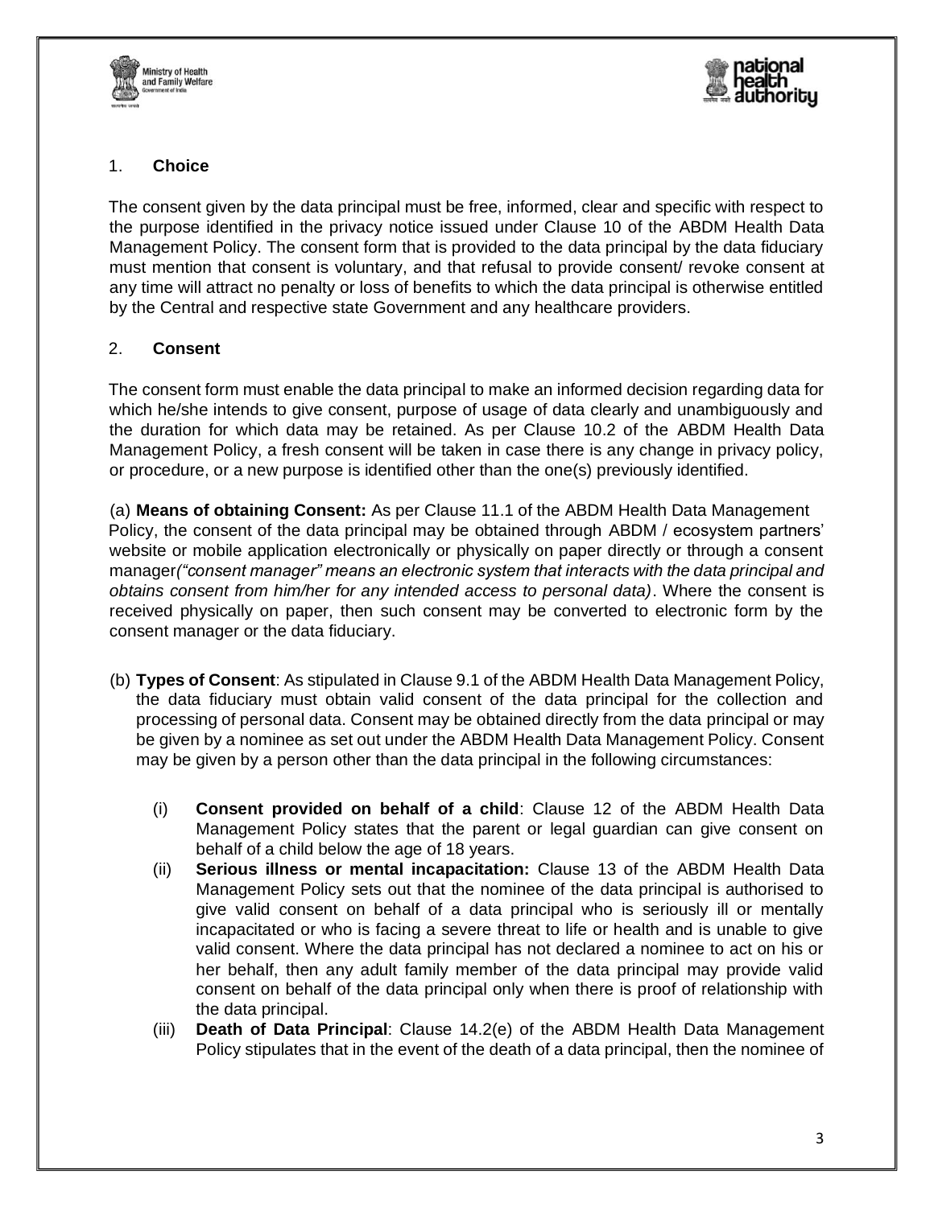1. **Choice**

The consent given by the data principal must be free, informed, clear and specific with respect to the purpose identified in the privacy notice issued under Clause 10 of the ABDM Health Data Management Policy. The consent form that is provided to the data principal by the data fiduciary must mention that consent is voluntary, and that refusal to provide consent/ revoke consent at any time will attract no penalty or loss of benefits to which the data principal is otherwise entitled by the Central and respective state Government and any healthcare providers.

2. **Consent**

The consent form must enable the data principal to make an informed decision regarding data for which he/she intends to give consent, purpose of usage of data clearly and unambiguously and the duration for which data may be retained. As per Clause 10.2 of the ABDM Health Data Management Policy, a fresh consent will be taken in case there is any change in privacy policy, or procedure, or a new purpose is identified other than the one(s) previously identified.

(a) **Means of obtaining Consent:** As per Clause 11.1 of the ABDM Health Data Management Policy, the consent of the data principal may be obtained through ABDM / ecosystem partners' website or mobile application electronically or physically on paper directly or through a consent manager*("consent manager" means an electronic system that interacts with the data principal and obtains consent from him/her for any intended access to personal data)*. Where the consent is received physically on paper, then such consent may be converted to electronic form by the consent manager or the data fiduciary.

(b) **Types of Consent**: As stipulated in Clause 9.1 of the ABDM Health Data Management Policy, the data fiduciary must obtain valid consent of the data principal for the collection and processing of personal data. Consent may be obtained directly from the data principal or may be given by a nominee as set out under the ABDM Health Data Management Policy. Consent may be given by a person other than the data principal in the following circumstances:

(i) **Consent provided on behalf of a child**: Clause 12 of the ABDM Health Data Management Policy states that the parent or legal guardian can give consent on behalf of a child below the age of 18 years.

(ii) **Serious illness or mental incapacitation:** Clause 13 of the ABDM Health Data Management Policy sets out that the nominee of the data principal is authorised to give valid consent on behalf of a data principal who is seriously ill or mentally incapacitated or who is facing a severe threat to life or health and is unable to give valid consent. Where the data principal has not declared a nominee to act on his or her behalf, then any adult family member of the data principal may provide valid consent on behalf of the data principal only when there is proof of relationship with the data principal.

(iii) **Death of Data Principal**: Clause 14.2(e) of the ABDM Health Data Management Policy stipulates that in the event of the death of a data principal, then the nominee of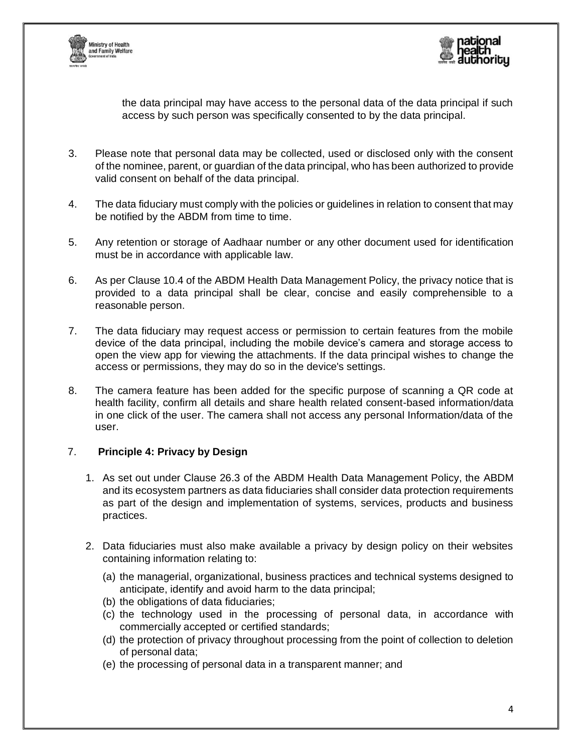the data principal may have access to the personal data of the data principal if such access by such person was specifically consented to by the data principal.

3. Please note that personal data may be collected, used or disclosed only with the consent of the nominee, parent, or guardian of the data principal, who has been authorized to provide valid consent on behalf of the data principal.

4. The data fiduciary must comply with the policies or guidelines in relation to consent that may be notified by the ABDM from time to time.

5. Any retention or storage of Aadhaar number or any other document used for identification must be in accordance with applicable law.

6. As per Clause 10.4 of the ABDM Health Data Management Policy, the privacy notice that is provided to a data principal shall be clear, concise and easily comprehensible to a reasonable person.

7. The data fiduciary may request access or permission to certain features from the mobile device of the data principal, including the mobile device's camera and storage access to open the view app for viewing the attachments. If the data principal wishes to change the access or permissions, they may do so in the device's settings.

8. The camera feature has been added for the specific purpose of scanning a QR code at health facility, confirm all details and share health related consent-based information/data in one click of the user. The camera shall not access any personal Information/data of the user.

7. **Principle 4: Privacy by Design**

   1. As set out under Clause 26.3 of the ABDM Health Data Management Policy, the ABDM and its ecosystem partners as data fiduciaries shall consider data protection requirements as part of the design and implementation of systems, services, products and business practices.

   2. Data fiduciaries must also make available a privacy by design policy on their websites containing information relating to:

      (a) the managerial, organizational, business practices and technical systems designed to anticipate, identify and avoid harm to the data principal;
      (b) the obligations of data fiduciaries;
      (c) the technology used in the processing of personal data, in accordance with commercially accepted or certified standards;
      (d) the protection of privacy throughout processing from the point of collection to deletion of personal data;
      (e) the processing of personal data in a transparent manner; and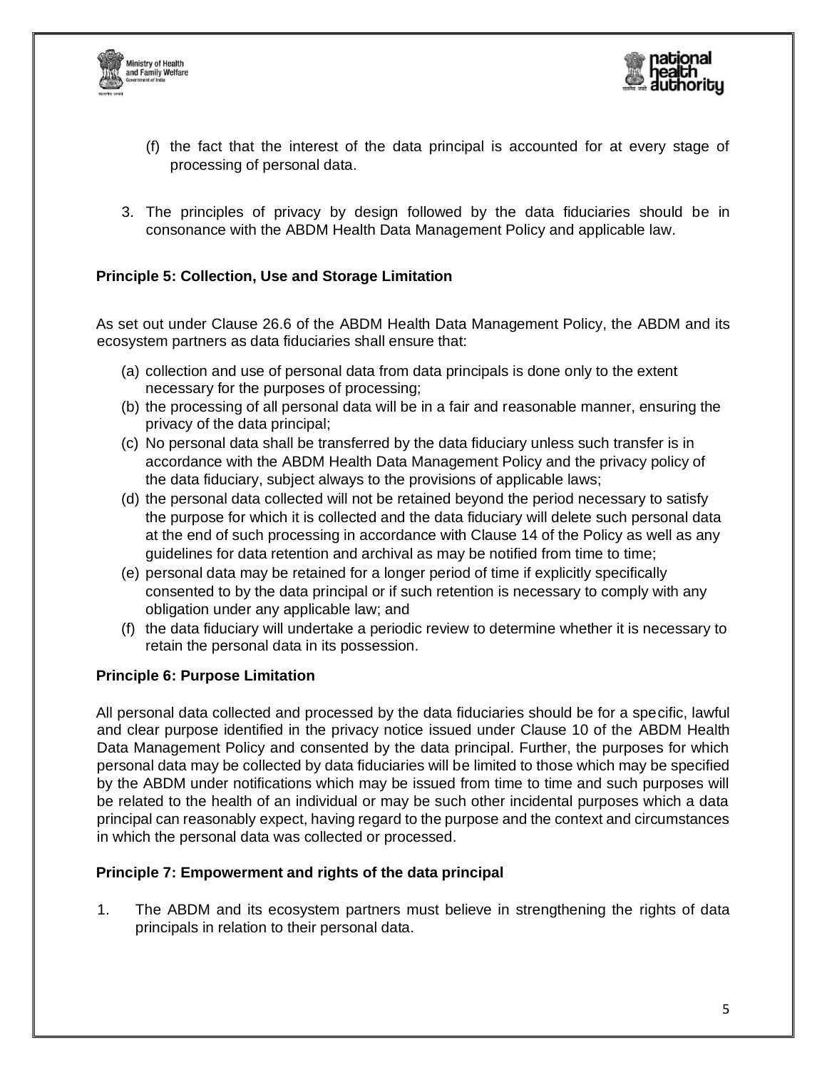(f) the fact that the interest of the data principal is accounted for at every stage of processing of personal data.

3. The principles of privacy by design followed by the data fiduciaries should be in consonance with the ABDM Health Data Management Policy and applicable law.

**Principle 5: Collection, Use and Storage Limitation**

As set out under Clause 26.6 of the ABDM Health Data Management Policy, the ABDM and its ecosystem partners as data fiduciaries shall ensure that:

(a) collection and use of personal data from data principals is done only to the extent necessary for the purposes of processing;
(b) the processing of all personal data will be in a fair and reasonable manner, ensuring the privacy of the data principal;
(c) No personal data shall be transferred by the data fiduciary unless such transfer is in accordance with the ABDM Health Data Management Policy and the privacy policy of the data fiduciary, subject always to the provisions of applicable laws;
(d) the personal data collected will not be retained beyond the period necessary to satisfy the purpose for which it is collected and the data fiduciary will delete such personal data at the end of such processing in accordance with Clause 14 of the Policy as well as any guidelines for data retention and archival as may be notified from time to time;
(e) personal data may be retained for a longer period of time if explicitly specifically consented to by the data principal or if such retention is necessary to comply with any obligation under any applicable law; and
(f) the data fiduciary will undertake a periodic review to determine whether it is necessary to retain the personal data in its possession.

**Principle 6: Purpose Limitation**

All personal data collected and processed by the data fiduciaries should be for a specific, lawful and clear purpose identified in the privacy notice issued under Clause 10 of the ABDM Health Data Management Policy and consented by the data principal. Further, the purposes for which personal data may be collected by data fiduciaries will be limited to those which may be specified by the ABDM under notifications which may be issued from time to time and such purposes will be related to the health of an individual or may be such other incidental purposes which a data principal can reasonably expect, having regard to the purpose and the context and circumstances in which the personal data was collected or processed.

**Principle 7: Empowerment and rights of the data principal**

1. The ABDM and its ecosystem partners must believe in strengthening the rights of data principals in relation to their personal data.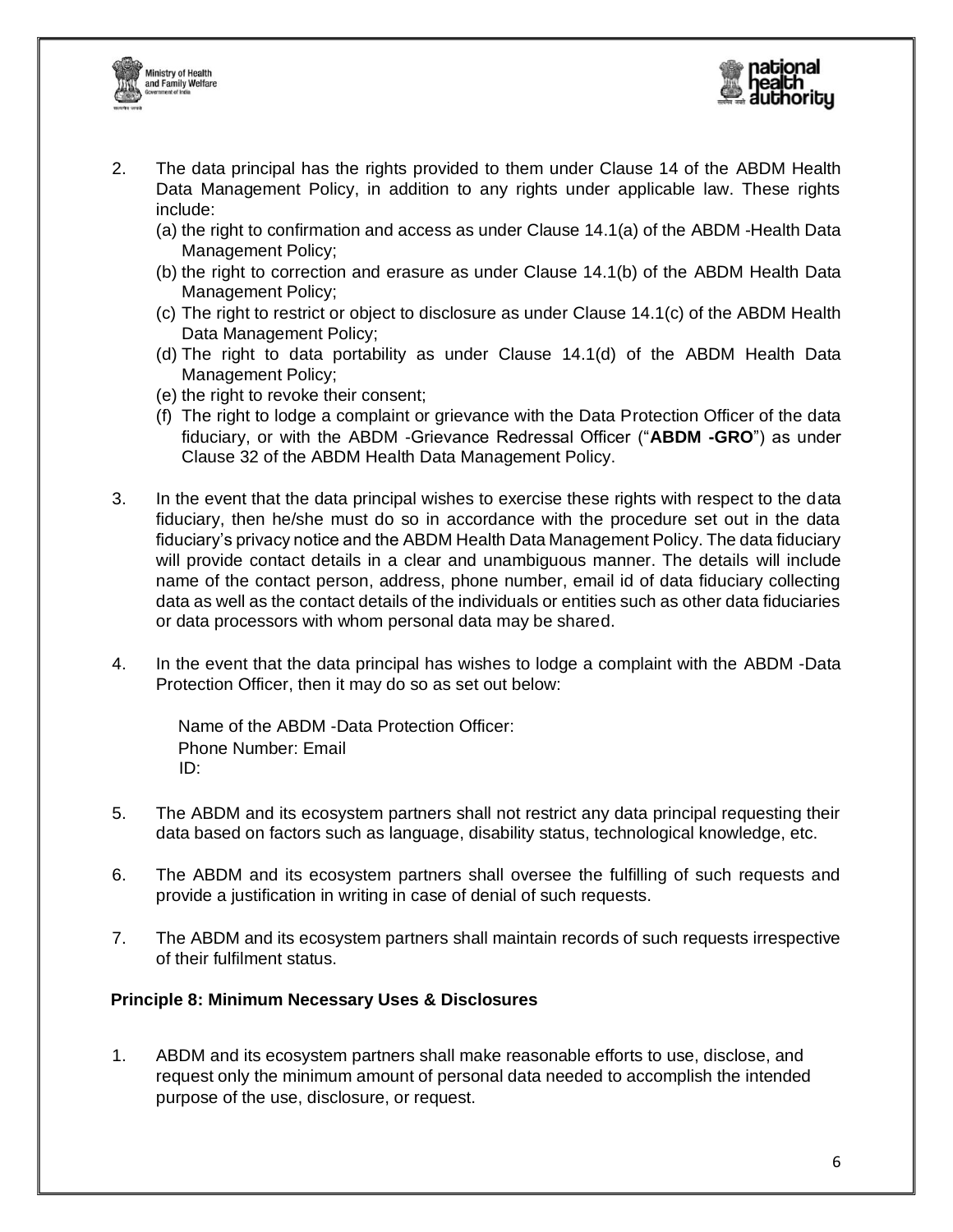2. The data principal has the rights provided to them under Clause 14 of the ABDM Health Data Management Policy, in addition to any rights under applicable law. These rights include:
   (a) the right to confirmation and access as under Clause 14.1(a) of the ABDM -Health Data Management Policy;
   (b) the right to correction and erasure as under Clause 14.1(b) of the ABDM Health Data Management Policy;
   (c) The right to restrict or object to disclosure as under Clause 14.1(c) of the ABDM Health Data Management Policy;
   (d) The right to data portability as under Clause 14.1(d) of the ABDM Health Data Management Policy;
   (e) the right to revoke their consent;
   (f) The right to lodge a complaint or grievance with the Data Protection Officer of the data fiduciary, or with the ABDM -Grievance Redressal Officer ("**ABDM -GRO**") as under Clause 32 of the ABDM Health Data Management Policy.

3. In the event that the data principal wishes to exercise these rights with respect to the data fiduciary, then he/she must do so in accordance with the procedure set out in the data fiduciary's privacy notice and the ABDM Health Data Management Policy. The data fiduciary will provide contact details in a clear and unambiguous manner. The details will include name of the contact person, address, phone number, email id of data fiduciary collecting data as well as the contact details of the individuals or entities such as other data fiduciaries or data processors with whom personal data may be shared.

4. In the event that the data principal has wishes to lodge a complaint with the ABDM -Data Protection Officer, then it may do so as set out below:

   Name of the ABDM -Data Protection Officer:
   Phone Number: Email
   ID:

5. The ABDM and its ecosystem partners shall not restrict any data principal requesting their data based on factors such as language, disability status, technological knowledge, etc.

6. The ABDM and its ecosystem partners shall oversee the fulfilling of such requests and provide a justification in writing in case of denial of such requests.

7. The ABDM and its ecosystem partners shall maintain records of such requests irrespective of their fulfilment status.

**Principle 8: Minimum Necessary Uses & Disclosures**

1. ABDM and its ecosystem partners shall make reasonable efforts to use, disclose, and request only the minimum amount of personal data needed to accomplish the intended purpose of the use, disclosure, or request.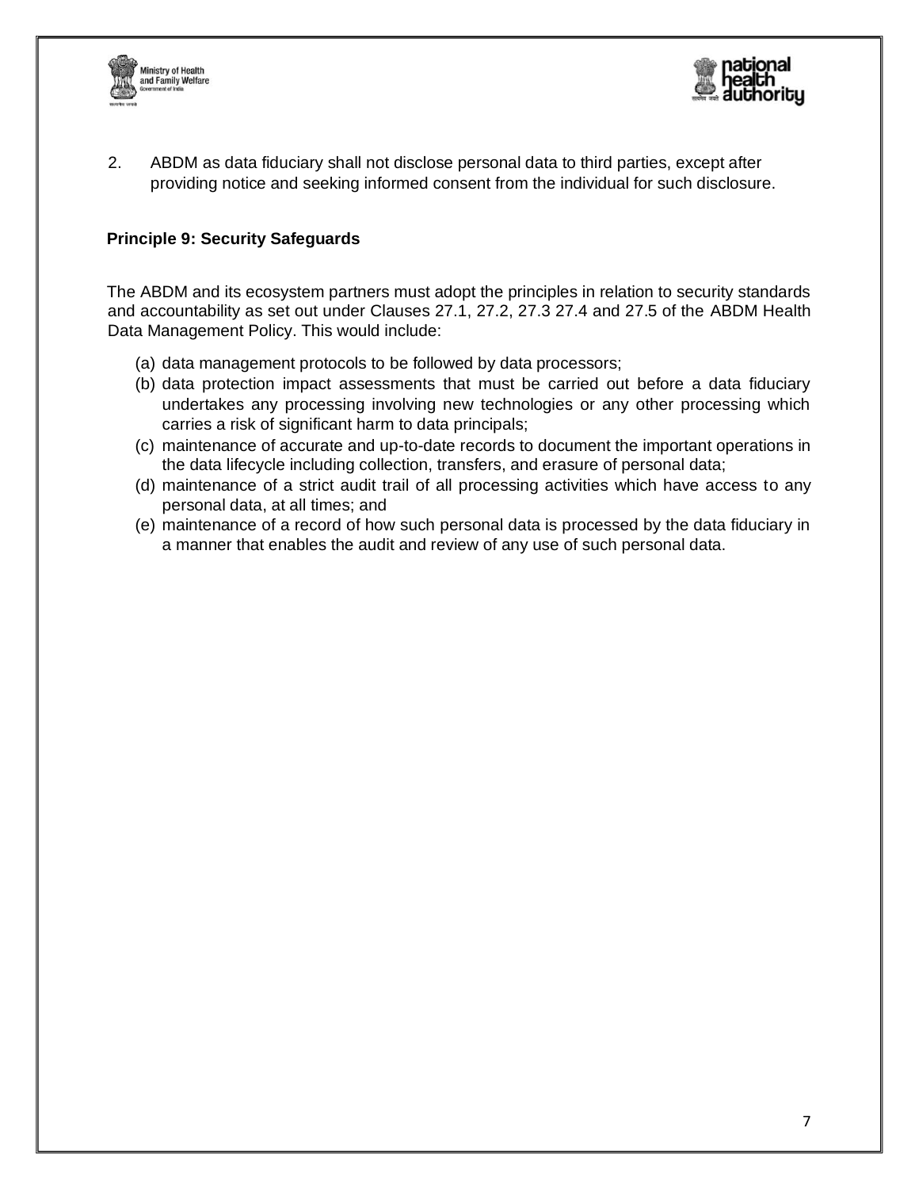2. ABDM as data fiduciary shall not disclose personal data to third parties, except after providing notice and seeking informed consent from the individual for such disclosure.

**Principle 9: Security Safeguards**

The ABDM and its ecosystem partners must adopt the principles in relation to security standards and accountability as set out under Clauses 27.1, 27.2, 27.3 27.4 and 27.5 of the ABDM Health Data Management Policy. This would include:

(a) data management protocols to be followed by data processors;
(b) data protection impact assessments that must be carried out before a data fiduciary undertakes any processing involving new technologies or any other processing which carries a risk of significant harm to data principals;
(c) maintenance of accurate and up-to-date records to document the important operations in the data lifecycle including collection, transfers, and erasure of personal data;
(d) maintenance of a strict audit trail of all processing activities which have access to any personal data, at all times; and
(e) maintenance of a record of how such personal data is processed by the data fiduciary in a manner that enables the audit and review of any use of such personal data.